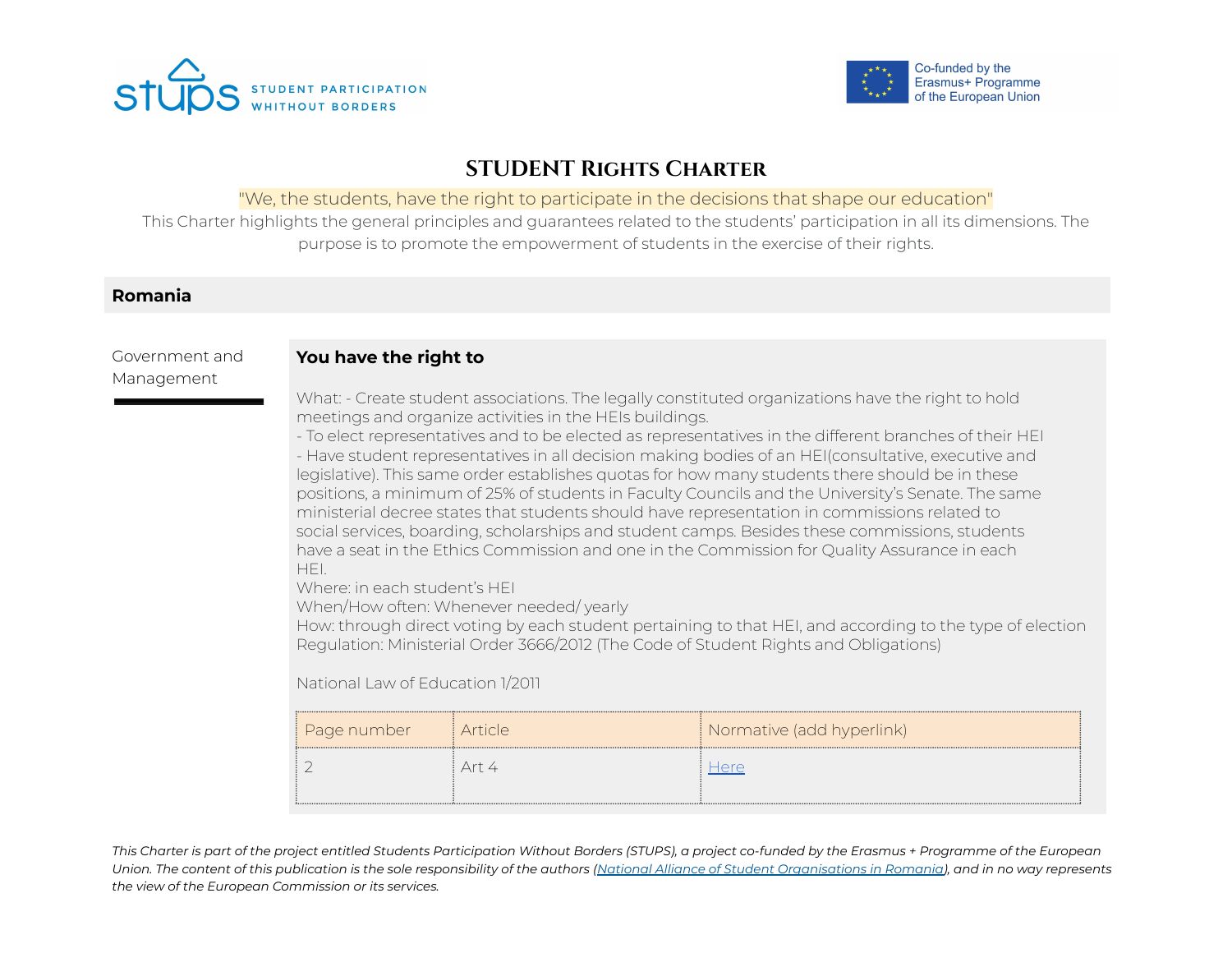STUDENT PARTICIPATION WHITHOUT BORDERS

Co-funded by the Erasmus+ Programme of the European Union

# STUDENT Rights Charter

"We, the students, have the right to participate in the decisions that shape our education"

This Charter highlights the general principles and guarantees related to the students' participation in all its dimensions. The purpose is to promote the empowerment of students in the exercise of their rights.

## Romania

### Government and Management

**You have the right to**

What: - Create student associations. The legally constituted organizations have the right to hold meetings and organize activities in the HEIs buildings.
- To elect representatives and to be elected as representatives in the different branches of their HEI
- Have student representatives in all decision making bodies of an HEI(consultative, executive and legislative). This same order establishes quotas for how many students there should be in these positions, a minimum of 25% of students in Faculty Councils and the University's Senate. The same ministerial decree states that students should have representation in commissions related to social services, boarding, scholarships and student camps. Besides these commissions, students have a seat in the Ethics Commission and one in the Commission for Quality Assurance in each HEI.

Where: in each student's HEI
When/How often: Whenever needed/ yearly
How: through direct voting by each student pertaining to that HEI, and according to the type of election
Regulation: Ministerial Order 3666/2012 (The Code of Student Rights and Obligations)

National Law of Education 1/2011

| Page number | Article | Normative (add hyperlink) |
|---|---|---|
| 2 | Art 4 | Here |

*This Charter is part of the project entitled Students Participation Without Borders (STUPS), a project co-funded by the Erasmus + Programme of the European Union. The content of this publication is the sole responsibility of the authors (National Alliance of Student Organisations in Romania), and in no way represents the view of the European Commission or its services.*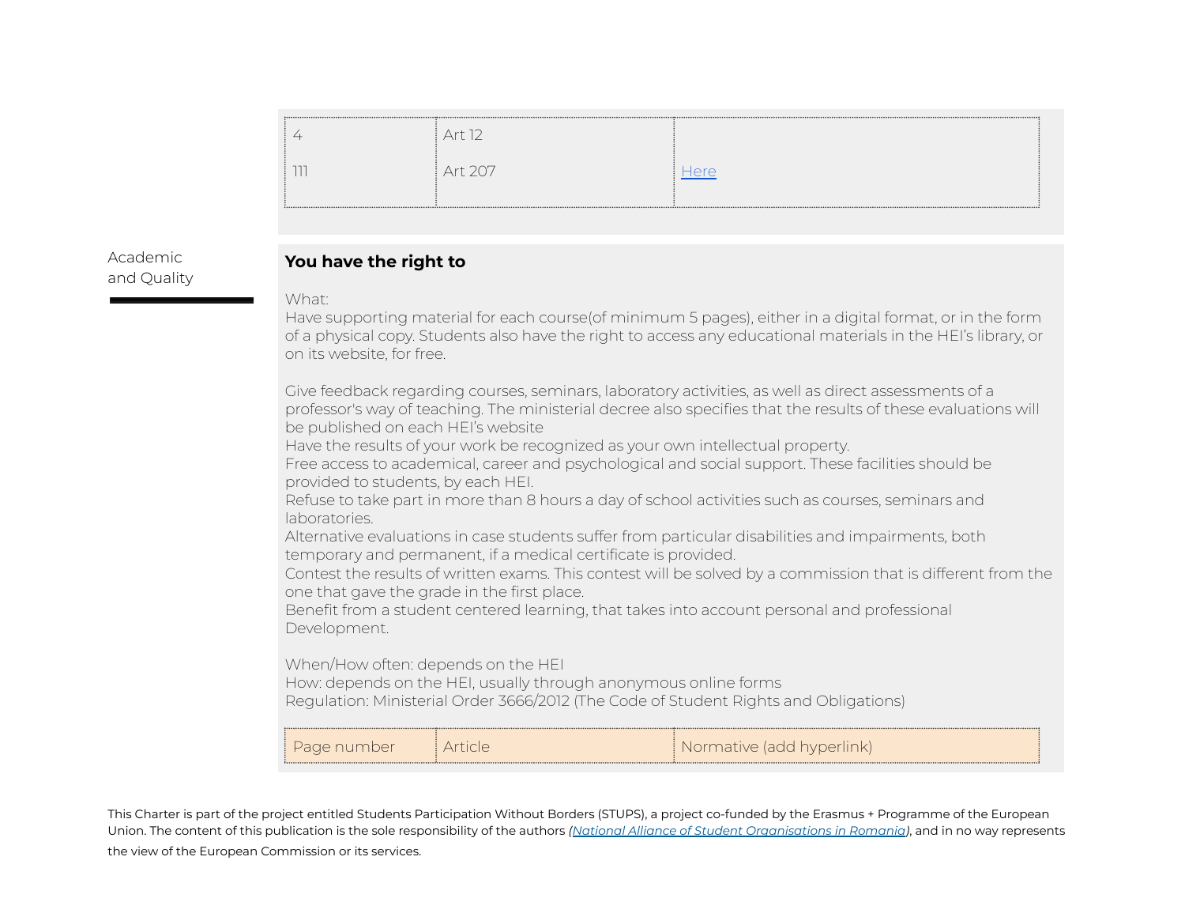| | | |
|---|---|---|
| 4 | Art 12 | |
| 111 | Art 207 | [Here]() |

Academic and Quality

**You have the right to**

What:
Have supporting material for each course(of minimum 5 pages), either in a digital format, or in the form of a physical copy. Students also have the right to access any educational materials in the HEI's library, or on its website, for free.

Give feedback regarding courses, seminars, laboratory activities, as well as direct assessments of a professor's way of teaching. The ministerial decree also specifies that the results of these evaluations will be published on each HEI's website
Have the results of your work be recognized as your own intellectual property.
Free access to academical, career and psychological and social support. These facilities should be provided to students, by each HEI.
Refuse to take part in more than 8 hours a day of school activities such as courses, seminars and laboratories.
Alternative evaluations in case students suffer from particular disabilities and impairments, both temporary and permanent, if a medical certificate is provided.
Contest the results of written exams. This contest will be solved by a commission that is different from the one that gave the grade in the first place.
Benefit from a student centered learning, that takes into account personal and professional Development.

When/How often: depends on the HEI
How: depends on the HEI, usually through anonymous online forms
Regulation: Ministerial Order 3666/2012 (The Code of Student Rights and Obligations)

| Page number | Article | Normative (add hyperlink) |
|---|---|---|

This Charter is part of the project entitled Students Participation Without Borders (STUPS), a project co-funded by the Erasmus + Programme of the European Union. The content of this publication is the sole responsibility of the authors *([National Alliance of Student Organisations in Romania]())*, and in no way represents the view of the European Commission or its services.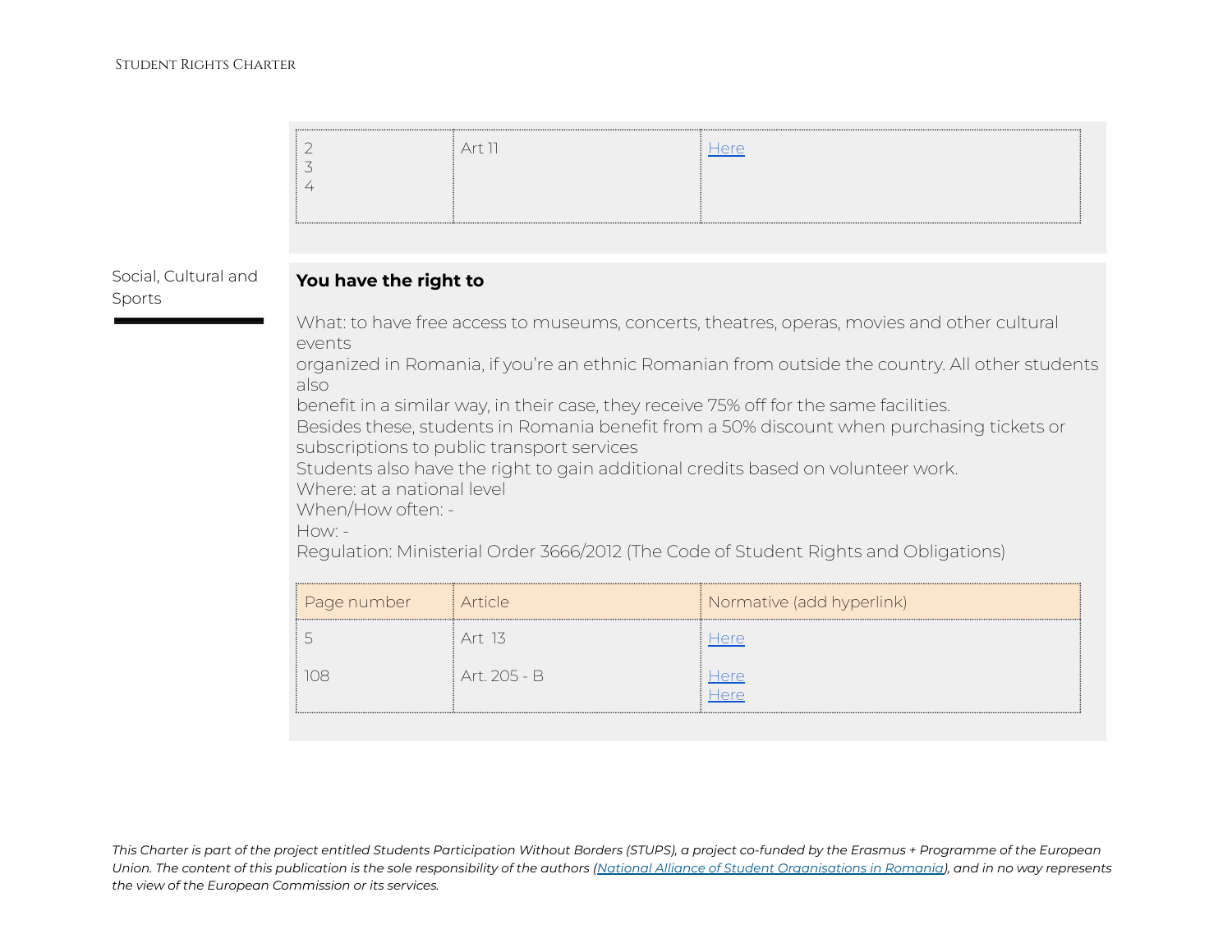| | | |
|---|---|---|
| 2<br>3<br>4 | Art 11 | [Here]() |

Social, Cultural and Sports

**You have the right to**

What: to have free access to museums, concerts, theatres, operas, movies and other cultural events
organized in Romania, if you're an ethnic Romanian from outside the country. All other students also
benefit in a similar way, in their case, they receive 75% off for the same facilities.
Besides these, students in Romania benefit from a 50% discount when purchasing tickets or subscriptions to public transport services
Students also have the right to gain additional credits based on volunteer work.
Where: at a national level
When/How often: -
How: -
Regulation: Ministerial Order 3666/2012 (The Code of Student Rights and Obligations)

| Page number | Article | Normative (add hyperlink) |
|---|---|---|
| 5 | Art 13 | [Here]() |
| 108 | Art. 205 - B | [Here]()<br>[Here]() |

*This Charter is part of the project entitled Students Participation Without Borders (STUPS), a project co-funded by the Erasmus + Programme of the European Union. The content of this publication is the sole responsibility of the authors ([National Alliance of Student Organisations in Romania]()), and in no way represents the view of the European Commission or its services.*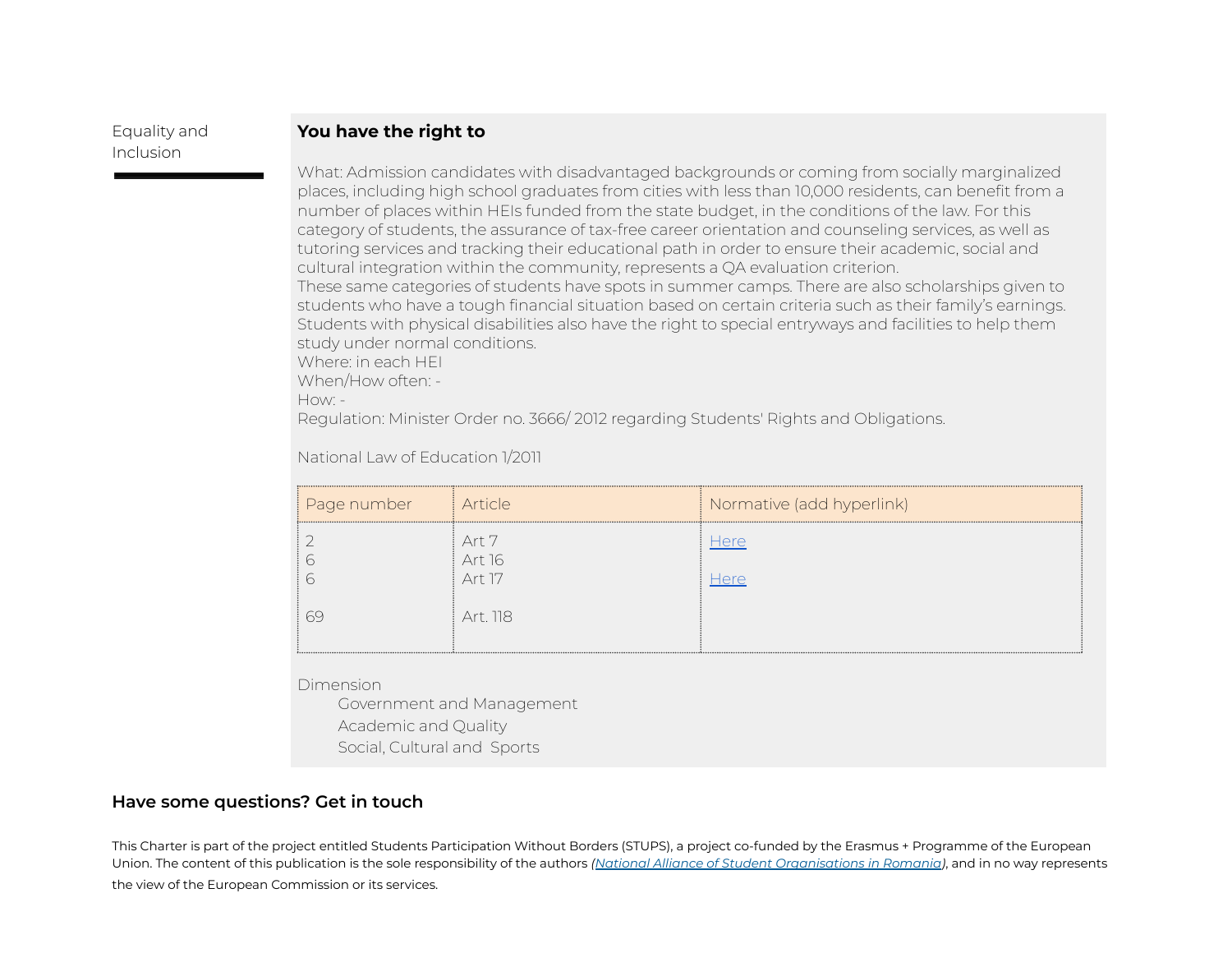Equality and Inclusion

**You have the right to**

What: Admission candidates with disadvantaged backgrounds or coming from socially marginalized places, including high school graduates from cities with less than 10,000 residents, can benefit from a number of places within HEIs funded from the state budget, in the conditions of the law. For this category of students, the assurance of tax-free career orientation and counseling services, as well as tutoring services and tracking their educational path in order to ensure their academic, social and cultural integration within the community, represents a QA evaluation criterion.
These same categories of students have spots in summer camps. There are also scholarships given to students who have a tough financial situation based on certain criteria such as their family's earnings. Students with physical disabilities also have the right to special entryways and facilities to help them study under normal conditions.
Where: in each HEI
When/How often: -
How: -
Regulation: Minister Order no. 3666/ 2012 regarding Students' Rights and Obligations.

National Law of Education 1/2011

| Page number | Article | Normative (add hyperlink) |
|---|---|---|
| 2<br>6<br>6<br><br>69 | Art 7<br>Art 16<br>Art 17<br><br>Art. 118 | [Here](#)<br><br>[Here](#) |

Dimension
- Government and Management
- Academic and Quality
- Social, Cultural and Sports

## Have some questions? Get in touch

This Charter is part of the project entitled Students Participation Without Borders (STUPS), a project co-funded by the Erasmus + Programme of the European Union. The content of this publication is the sole responsibility of the authors *([National Alliance of Student Organisations in Romania](#))*, and in no way represents the view of the European Commission or its services.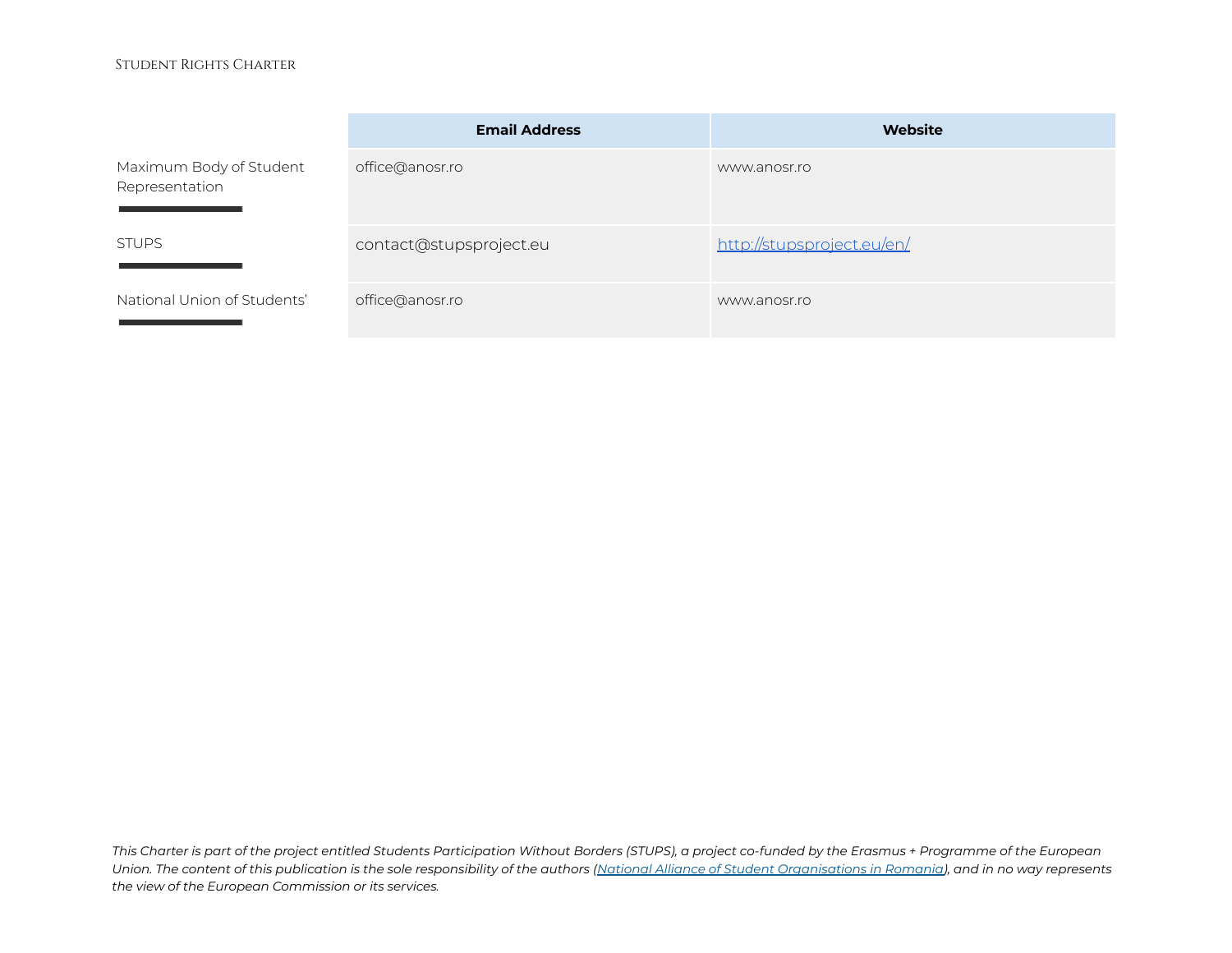| | Email Address | Website |
|---|---|---|
| Maximum Body of Student Representation | office@anosr.ro | www.anosr.ro |
| STUPS | contact@stupsproject.eu | [http://stupsproject.eu/en/](http://stupsproject.eu/en/) |
| National Union of Students' | office@anosr.ro | www.anosr.ro |

*This Charter is part of the project entitled Students Participation Without Borders (STUPS), a project co-funded by the Erasmus + Programme of the European Union. The content of this publication is the sole responsibility of the authors (National Alliance of Student Organisations in Romania), and in no way represents the view of the European Commission or its services.*